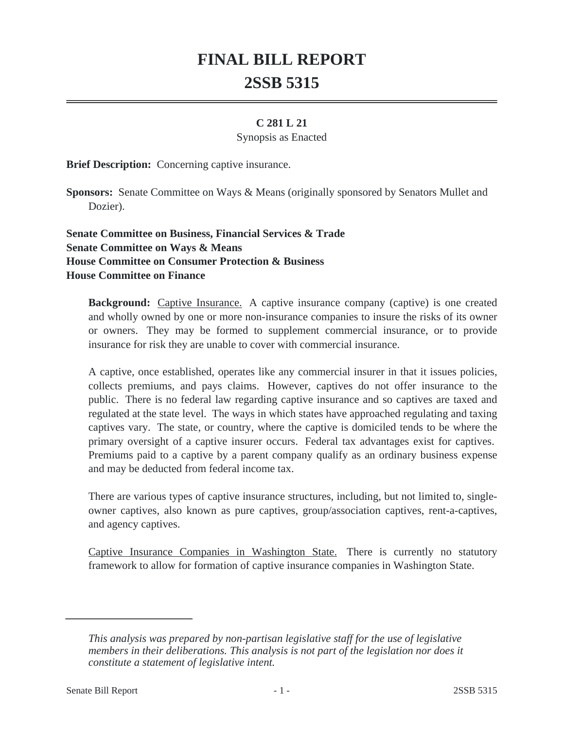# FINAL BILL REPORT

# 2SSB 5315

**C 281 L 21**

Synopsis as Enacted

**Brief Description:** Concerning captive insurance.

**Sponsors:** Senate Committee on Ways & Means (originally sponsored by Senators Mullet and Dozier).

**Senate Committee on Business, Financial Services & Trade**
**Senate Committee on Ways & Means**
**House Committee on Consumer Protection & Business**
**House Committee on Finance**

**Background:** Captive Insurance. A captive insurance company (captive) is one created and wholly owned by one or more non-insurance companies to insure the risks of its owner or owners. They may be formed to supplement commercial insurance, or to provide insurance for risk they are unable to cover with commercial insurance.

A captive, once established, operates like any commercial insurer in that it issues policies, collects premiums, and pays claims. However, captives do not offer insurance to the public. There is no federal law regarding captive insurance and so captives are taxed and regulated at the state level. The ways in which states have approached regulating and taxing captives vary. The state, or country, where the captive is domiciled tends to be where the primary oversight of a captive insurer occurs. Federal tax advantages exist for captives. Premiums paid to a captive by a parent company qualify as an ordinary business expense and may be deducted from federal income tax.

There are various types of captive insurance structures, including, but not limited to, single-owner captives, also known as pure captives, group/association captives, rent-a-captives, and agency captives.

Captive Insurance Companies in Washington State. There is currently no statutory framework to allow for formation of captive insurance companies in Washington State.

*This analysis was prepared by non-partisan legislative staff for the use of legislative members in their deliberations. This analysis is not part of the legislation nor does it constitute a statement of legislative intent.*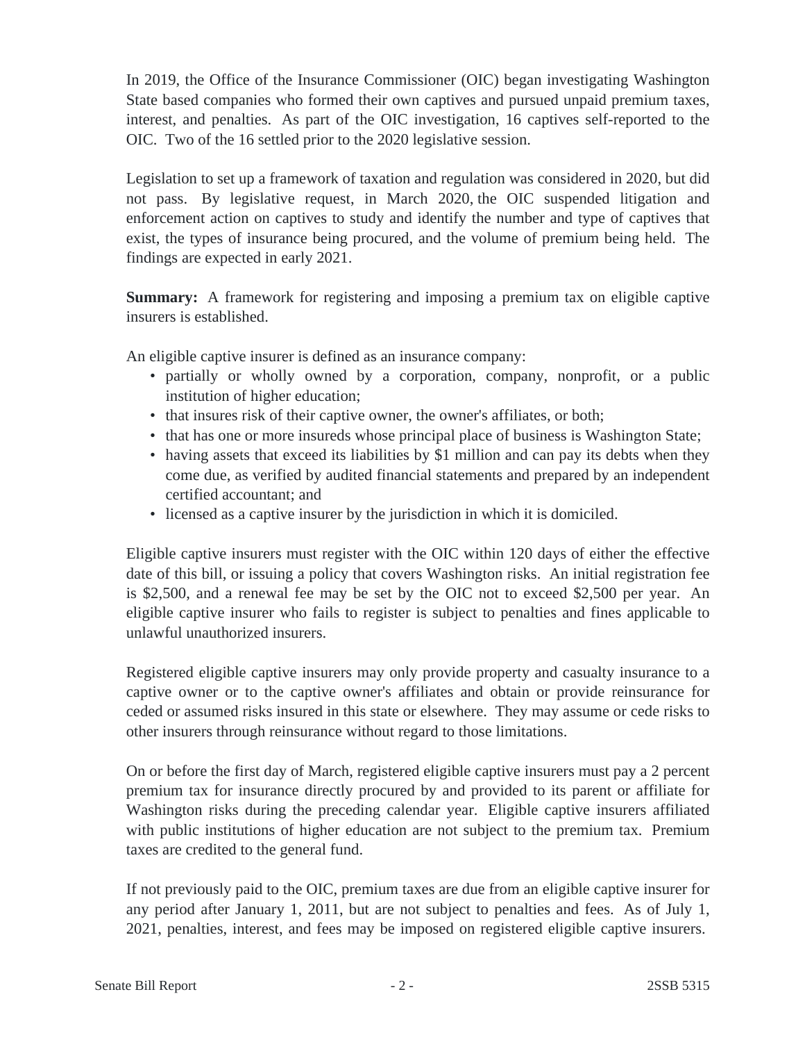In 2019, the Office of the Insurance Commissioner (OIC) began investigating Washington State based companies who formed their own captives and pursued unpaid premium taxes, interest, and penalties. As part of the OIC investigation, 16 captives self-reported to the OIC. Two of the 16 settled prior to the 2020 legislative session.

Legislation to set up a framework of taxation and regulation was considered in 2020, but did not pass. By legislative request, in March 2020, the OIC suspended litigation and enforcement action on captives to study and identify the number and type of captives that exist, the types of insurance being procured, and the volume of premium being held. The findings are expected in early 2021.

**Summary:** A framework for registering and imposing a premium tax on eligible captive insurers is established.

An eligible captive insurer is defined as an insurance company:

- partially or wholly owned by a corporation, company, nonprofit, or a public institution of higher education;
- that insures risk of their captive owner, the owner's affiliates, or both;
- that has one or more insureds whose principal place of business is Washington State;
- having assets that exceed its liabilities by $1 million and can pay its debts when they come due, as verified by audited financial statements and prepared by an independent certified accountant; and
- licensed as a captive insurer by the jurisdiction in which it is domiciled.

Eligible captive insurers must register with the OIC within 120 days of either the effective date of this bill, or issuing a policy that covers Washington risks. An initial registration fee is $2,500, and a renewal fee may be set by the OIC not to exceed $2,500 per year. An eligible captive insurer who fails to register is subject to penalties and fines applicable to unlawful unauthorized insurers.

Registered eligible captive insurers may only provide property and casualty insurance to a captive owner or to the captive owner's affiliates and obtain or provide reinsurance for ceded or assumed risks insured in this state or elsewhere. They may assume or cede risks to other insurers through reinsurance without regard to those limitations.

On or before the first day of March, registered eligible captive insurers must pay a 2 percent premium tax for insurance directly procured by and provided to its parent or affiliate for Washington risks during the preceding calendar year. Eligible captive insurers affiliated with public institutions of higher education are not subject to the premium tax. Premium taxes are credited to the general fund.

If not previously paid to the OIC, premium taxes are due from an eligible captive insurer for any period after January 1, 2011, but are not subject to penalties and fees. As of July 1, 2021, penalties, interest, and fees may be imposed on registered eligible captive insurers.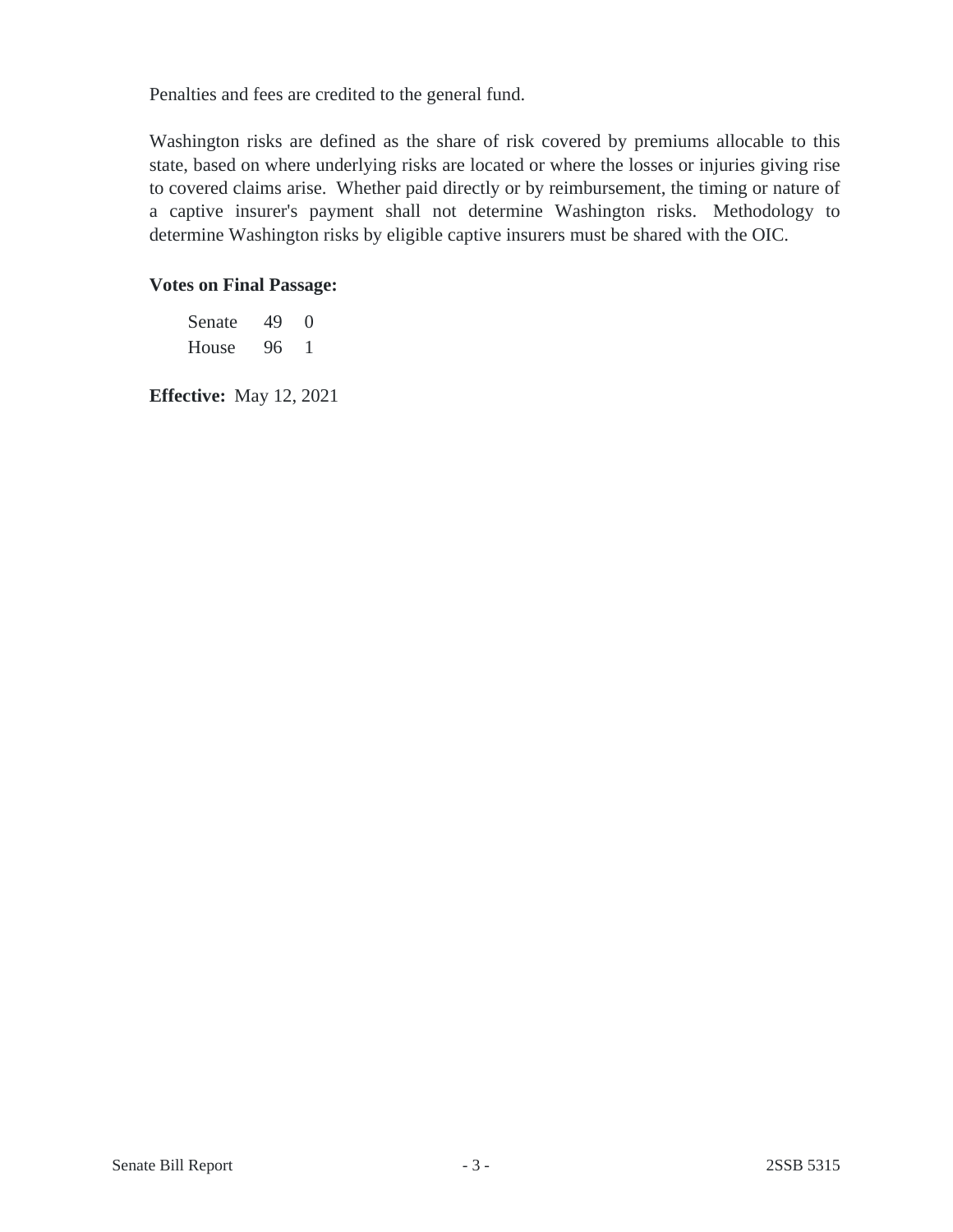Penalties and fees are credited to the general fund.

Washington risks are defined as the share of risk covered by premiums allocable to this state, based on where underlying risks are located or where the losses or injuries giving rise to covered claims arise. Whether paid directly or by reimbursement, the timing or nature of a captive insurer's payment shall not determine Washington risks. Methodology to determine Washington risks by eligible captive insurers must be shared with the OIC.

**Votes on Final Passage:**

| | | |
|---|---|---|
| Senate | 49 | 0 |
| House | 96 | 1 |

**Effective:** May 12, 2021